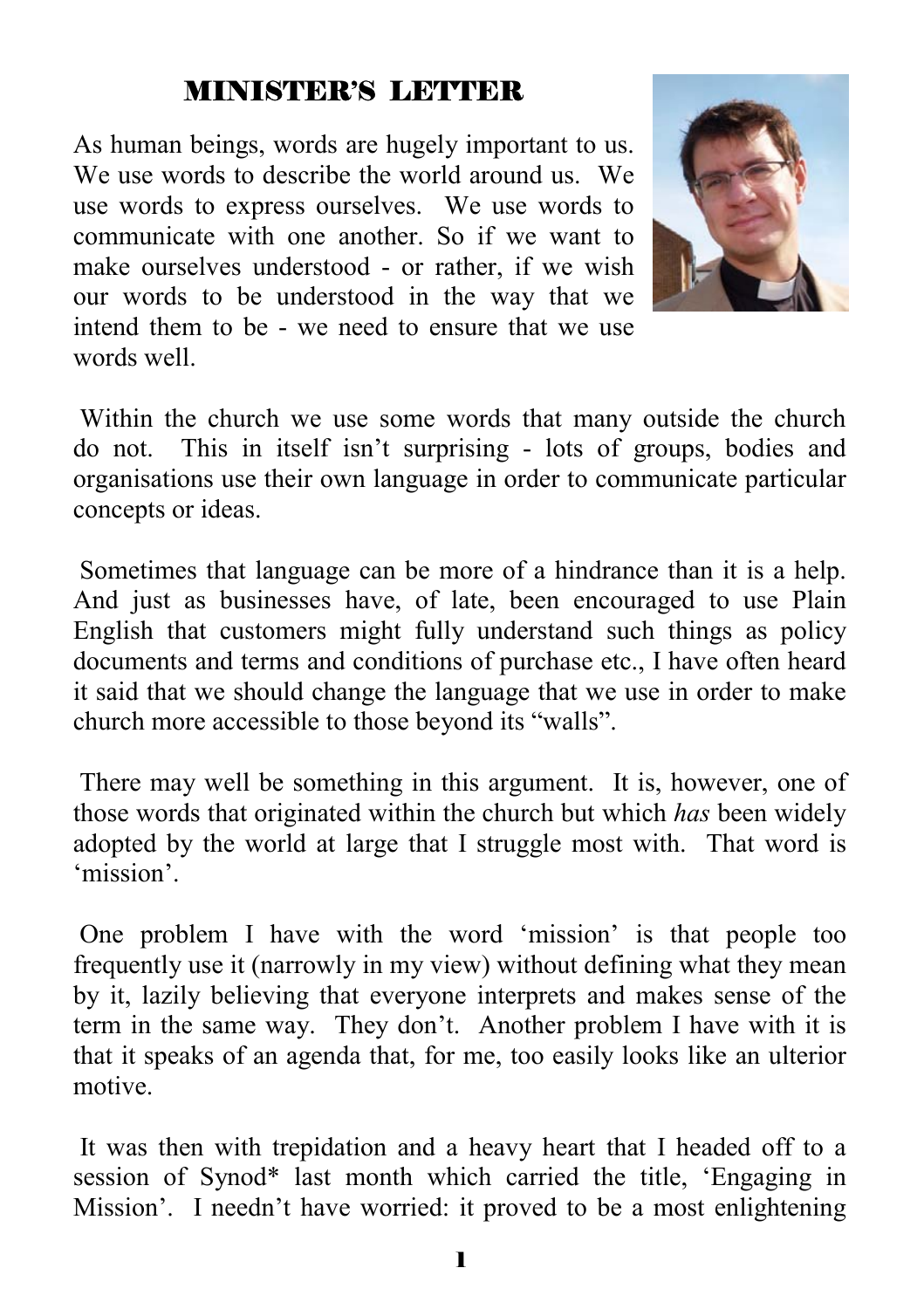## MINISTER'S LETTER

As human beings, words are hugely important to us. We use words to describe the world around us. We use words to express ourselves. We use words to communicate with one another. So if we want to make ourselves understood - or rather, if we wish our words to be understood in the way that we intend them to be - we need to ensure that we use words well.

Within the church we use some words that many outside the church do not. This in itself isn't surprising - lots of groups, bodies and organisations use their own language in order to communicate particular concepts or ideas.

Sometimes that language can be more of a hindrance than it is a help. And just as businesses have, of late, been encouraged to use Plain English that customers might fully understand such things as policy documents and terms and conditions of purchase etc., I have often heard it said that we should change the language that we use in order to make church more accessible to those beyond its "walls".

There may well be something in this argument. It is, however, one of those words that originated within the church but which *has* been widely adopted by the world at large that I struggle most with. That word is 'mission'.

One problem I have with the word 'mission' is that people too frequently use it (narrowly in my view) without defining what they mean by it, lazily believing that everyone interprets and makes sense of the term in the same way. They don't. Another problem I have with it is that it speaks of an agenda that, for me, too easily looks like an ulterior motive.

It was then with trepidation and a heavy heart that I headed off to a session of Synod* last month which carried the title, 'Engaging in Mission'. I needn't have worried: it proved to be a most enlightening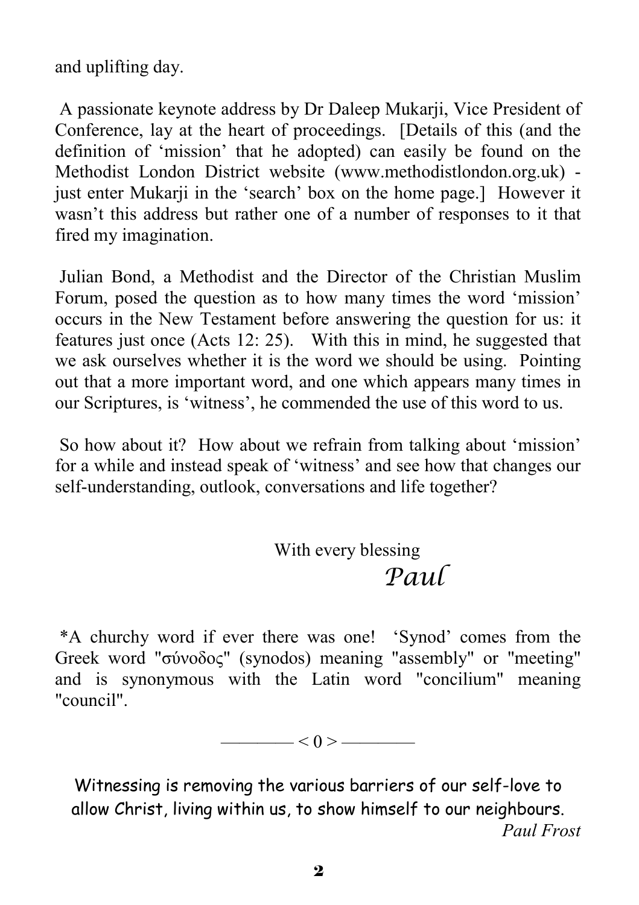and uplifting day.

A passionate keynote address by Dr Daleep Mukarji, Vice President of Conference, lay at the heart of proceedings. [Details of this (and the definition of 'mission' that he adopted) can easily be found on the Methodist London District website (www.methodistlondon.org.uk) - just enter Mukarji in the 'search' box on the home page.] However it wasn't this address but rather one of a number of responses to it that fired my imagination.

Julian Bond, a Methodist and the Director of the Christian Muslim Forum, posed the question as to how many times the word 'mission' occurs in the New Testament before answering the question for us: it features just once (Acts 12: 25). With this in mind, he suggested that we ask ourselves whether it is the word we should be using. Pointing out that a more important word, and one which appears many times in our Scriptures, is 'witness', he commended the use of this word to us.

So how about it? How about we refrain from talking about 'mission' for a while and instead speak of 'witness' and see how that changes our self-understanding, outlook, conversations and life together?

With every blessing

*Paul*

*A churchy word if ever there was one! 'Synod' comes from the Greek word "σύνοδος" (synodos) meaning "assembly" or "meeting" and is synonymous with the Latin word "concilium" meaning "council".

———— < 0 > ————

Witnessing is removing the various barriers of our self-love to allow Christ, living within us, to show himself to our neighbours.

*Paul Frost*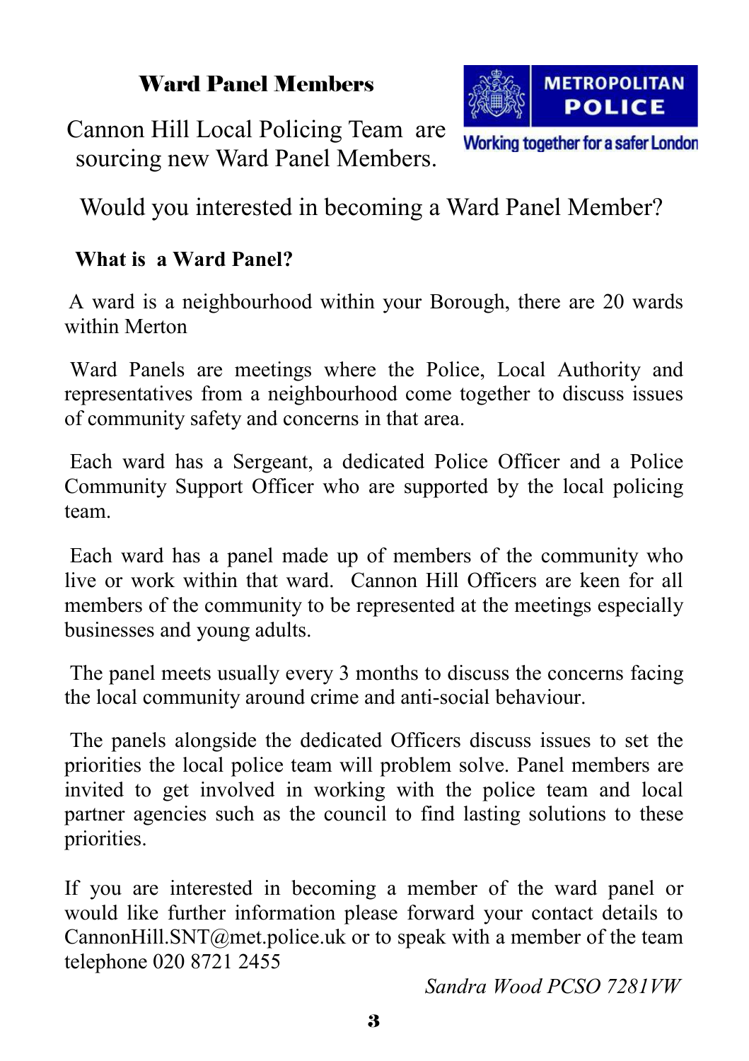## Ward Panel Members

Cannon Hill Local Policing Team are sourcing new Ward Panel Members.

METROPOLITAN POLICE

Working together for a safer London

Would you interested in becoming a Ward Panel Member?

**What is a Ward Panel?**

A ward is a neighbourhood within your Borough, there are 20 wards within Merton

Ward Panels are meetings where the Police, Local Authority and representatives from a neighbourhood come together to discuss issues of community safety and concerns in that area.

Each ward has a Sergeant, a dedicated Police Officer and a Police Community Support Officer who are supported by the local policing team.

Each ward has a panel made up of members of the community who live or work within that ward. Cannon Hill Officers are keen for all members of the community to be represented at the meetings especially businesses and young adults.

The panel meets usually every 3 months to discuss the concerns facing the local community around crime and anti-social behaviour.

The panels alongside the dedicated Officers discuss issues to set the priorities the local police team will problem solve. Panel members are invited to get involved in working with the police team and local partner agencies such as the council to find lasting solutions to these priorities.

If you are interested in becoming a member of the ward panel or would like further information please forward your contact details to CannonHill.SNT@met.police.uk or to speak with a member of the team telephone 020 8721 2455

*Sandra Wood PCSO 7281VW*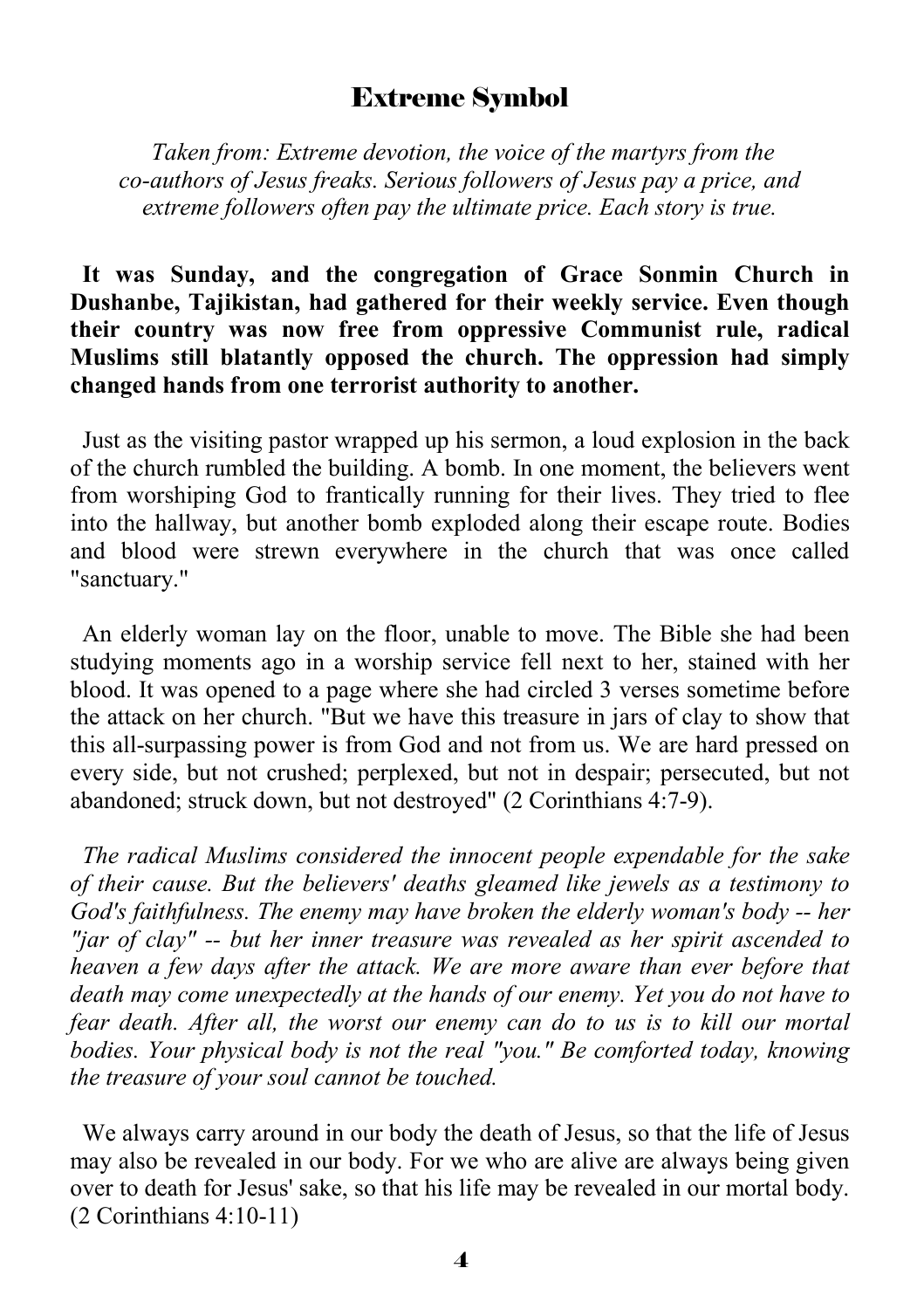# Extreme Symbol

*Taken from: Extreme devotion, the voice of the martyrs from the co-authors of Jesus freaks. Serious followers of Jesus pay a price, and extreme followers often pay the ultimate price. Each story is true.*

**It was Sunday, and the congregation of Grace Sonmin Church in Dushanbe, Tajikistan, had gathered for their weekly service. Even though their country was now free from oppressive Communist rule, radical Muslims still blatantly opposed the church. The oppression had simply changed hands from one terrorist authority to another.**

Just as the visiting pastor wrapped up his sermon, a loud explosion in the back of the church rumbled the building. A bomb. In one moment, the believers went from worshiping God to frantically running for their lives. They tried to flee into the hallway, but another bomb exploded along their escape route. Bodies and blood were strewn everywhere in the church that was once called "sanctuary."

An elderly woman lay on the floor, unable to move. The Bible she had been studying moments ago in a worship service fell next to her, stained with her blood. It was opened to a page where she had circled 3 verses sometime before the attack on her church. "But we have this treasure in jars of clay to show that this all-surpassing power is from God and not from us. We are hard pressed on every side, but not crushed; perplexed, but not in despair; persecuted, but not abandoned; struck down, but not destroyed" (2 Corinthians 4:7-9).

*The radical Muslims considered the innocent people expendable for the sake of their cause. But the believers' deaths gleamed like jewels as a testimony to God's faithfulness. The enemy may have broken the elderly woman's body -- her "jar of clay" -- but her inner treasure was revealed as her spirit ascended to heaven a few days after the attack. We are more aware than ever before that death may come unexpectedly at the hands of our enemy. Yet you do not have to fear death. After all, the worst our enemy can do to us is to kill our mortal bodies. Your physical body is not the real "you." Be comforted today, knowing the treasure of your soul cannot be touched.*

We always carry around in our body the death of Jesus, so that the life of Jesus may also be revealed in our body. For we who are alive are always being given over to death for Jesus' sake, so that his life may be revealed in our mortal body. (2 Corinthians 4:10-11)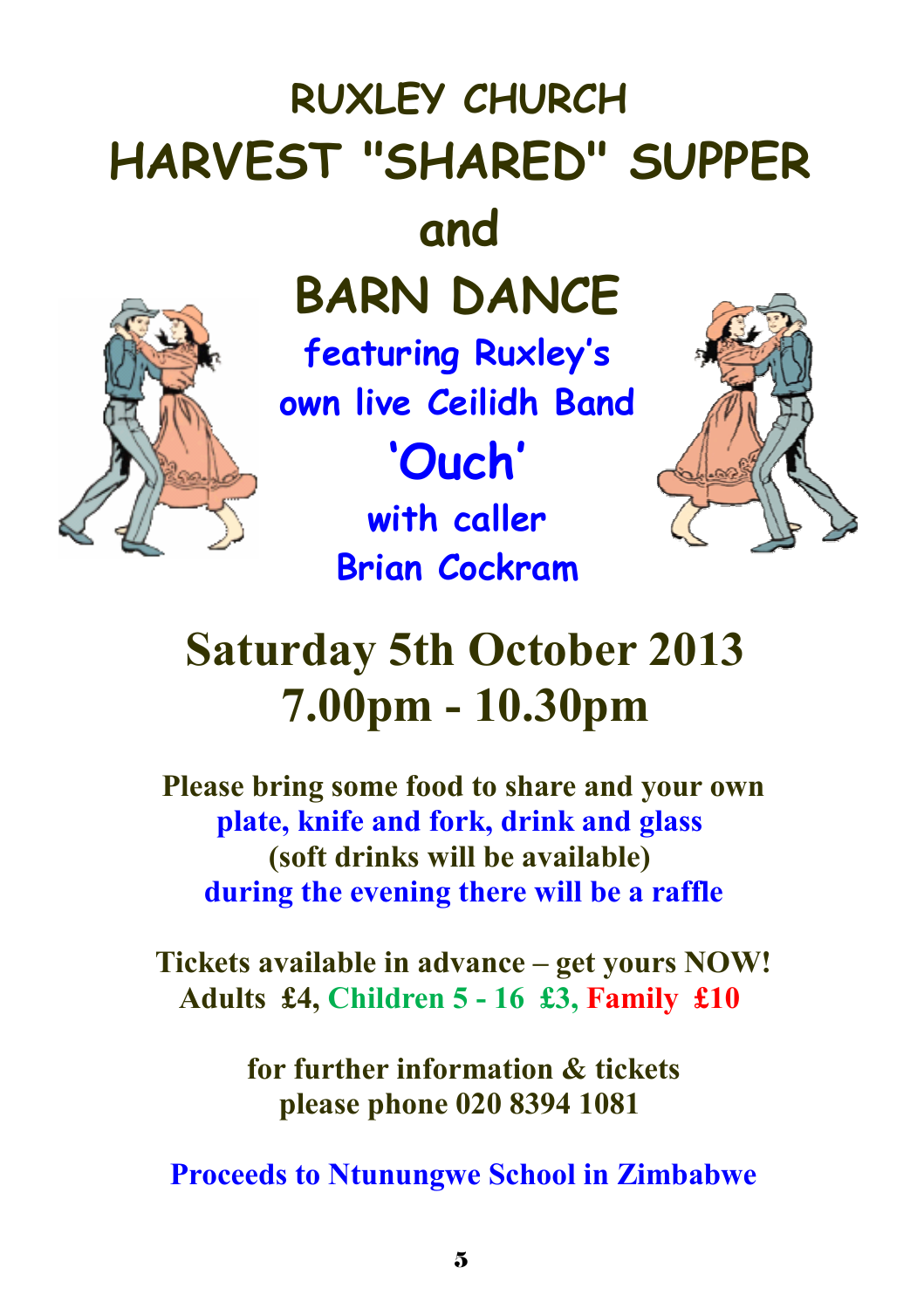# RUXLEY CHURCH

# HARVEST "SHARED" SUPPER

# and

# BARN DANCE

**featuring Ruxley's own live Ceilidh Band**

## 'Ouch'

**with caller Brian Cockram**

## Saturday 5th October 2013
## 7.00pm - 10.30pm

**Please bring some food to share and your own plate, knife and fork, drink and glass (soft drinks will be available) during the evening there will be a raffle**

**Tickets available in advance – get yours NOW!**
**Adults £4, Children 5 - 16 £3, Family £10**

**for further information & tickets please phone 020 8394 1081**

**Proceeds to Ntunungwe School in Zimbabwe**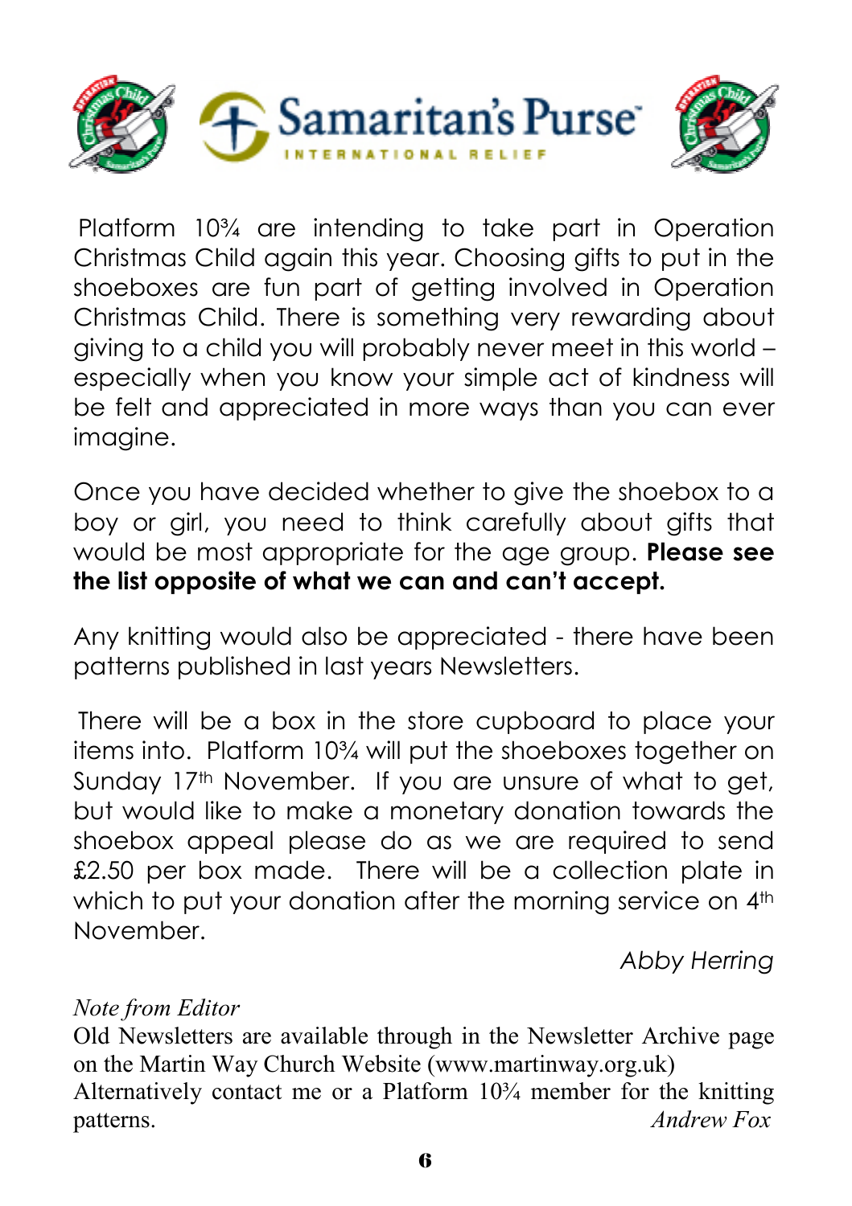Samaritan's Purse

INTERNATIONAL RELIEF

Platform 10¾ are intending to take part in Operation Christmas Child again this year. Choosing gifts to put in the shoeboxes are fun part of getting involved in Operation Christmas Child. There is something very rewarding about giving to a child you will probably never meet in this world – especially when you know your simple act of kindness will be felt and appreciated in more ways than you can ever imagine.

Once you have decided whether to give the shoebox to a boy or girl, you need to think carefully about gifts that would be most appropriate for the age group. **Please see the list opposite of what we can and can't accept.**

Any knitting would also be appreciated - there have been patterns published in last years Newsletters.

There will be a box in the store cupboard to place your items into. Platform 10¾ will put the shoeboxes together on Sunday 17th November. If you are unsure of what to get, but would like to make a monetary donation towards the shoebox appeal please do as we are required to send £2.50 per box made. There will be a collection plate in which to put your donation after the morning service on 4th November.

*Abby Herring*

*Note from Editor*

Old Newsletters are available through in the Newsletter Archive page on the Martin Way Church Website (www.martinway.org.uk) Alternatively contact me or a Platform 10¾ member for the knitting patterns.

*Andrew Fox*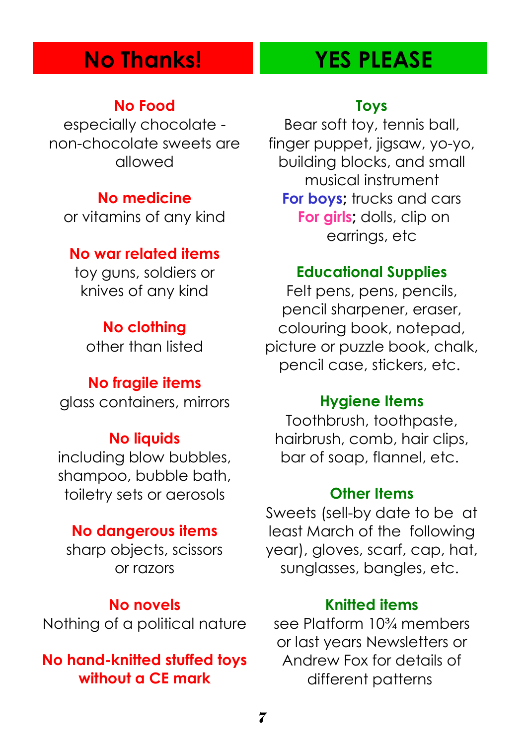## No Thanks!

**No Food**
especially chocolate - non-chocolate sweets are allowed

**No medicine**
or vitamins of any kind

**No war related items**
toy guns, soldiers or knives of any kind

**No clothing**
other than listed

**No fragile items**
glass containers, mirrors

**No liquids**
including blow bubbles, shampoo, bubble bath, toiletry sets or aerosols

**No dangerous items**
sharp objects, scissors or razors

**No novels**
Nothing of a political nature

**No hand-knitted stuffed toys without a CE mark**

## YES PLEASE

**Toys**
Bear soft toy, tennis ball, finger puppet, jigsaw, yo-yo, building blocks, and small musical instrument
**For boys**; trucks and cars
**For girls**; dolls, clip on earrings, etc

**Educational Supplies**
Felt pens, pens, pencils, pencil sharpener, eraser, colouring book, notepad, picture or puzzle book, chalk, pencil case, stickers, etc.

**Hygiene Items**
Toothbrush, toothpaste, hairbrush, comb, hair clips, bar of soap, flannel, etc.

**Other Items**
Sweets (sell-by date to be at least March of the following year), gloves, scarf, cap, hat, sunglasses, bangles, etc.

**Knitted items**
see Platform 10¾ members or last years Newsletters or Andrew Fox for details of different patterns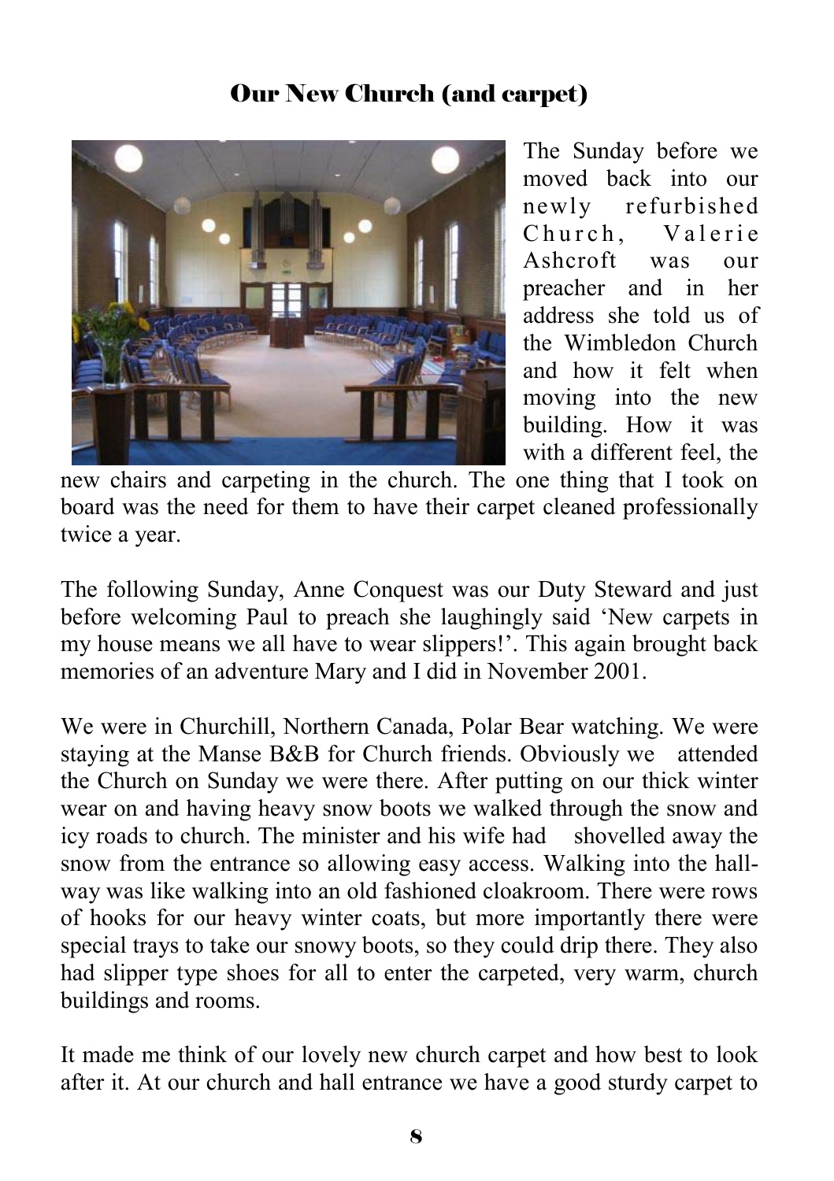## Our New Church (and carpet)

The Sunday before we moved back into our newly refurbished Church, Valerie Ashcroft was our preacher and in her address she told us of the Wimbledon Church and how it felt when moving into the new building. How it was with a different feel, the new chairs and carpeting in the church. The one thing that I took on board was the need for them to have their carpet cleaned professionally twice a year.

The following Sunday, Anne Conquest was our Duty Steward and just before welcoming Paul to preach she laughingly said 'New carpets in my house means we all have to wear slippers!'. This again brought back memories of an adventure Mary and I did in November 2001.

We were in Churchill, Northern Canada, Polar Bear watching. We were staying at the Manse B&B for Church friends. Obviously we attended the Church on Sunday we were there. After putting on our thick winter wear on and having heavy snow boots we walked through the snow and icy roads to church. The minister and his wife had shovelled away the snow from the entrance so allowing easy access. Walking into the hallway was like walking into an old fashioned cloakroom. There were rows of hooks for our heavy winter coats, but more importantly there were special trays to take our snowy boots, so they could drip there. They also had slipper type shoes for all to enter the carpeted, very warm, church buildings and rooms.

It made me think of our lovely new church carpet and how best to look after it. At our church and hall entrance we have a good sturdy carpet to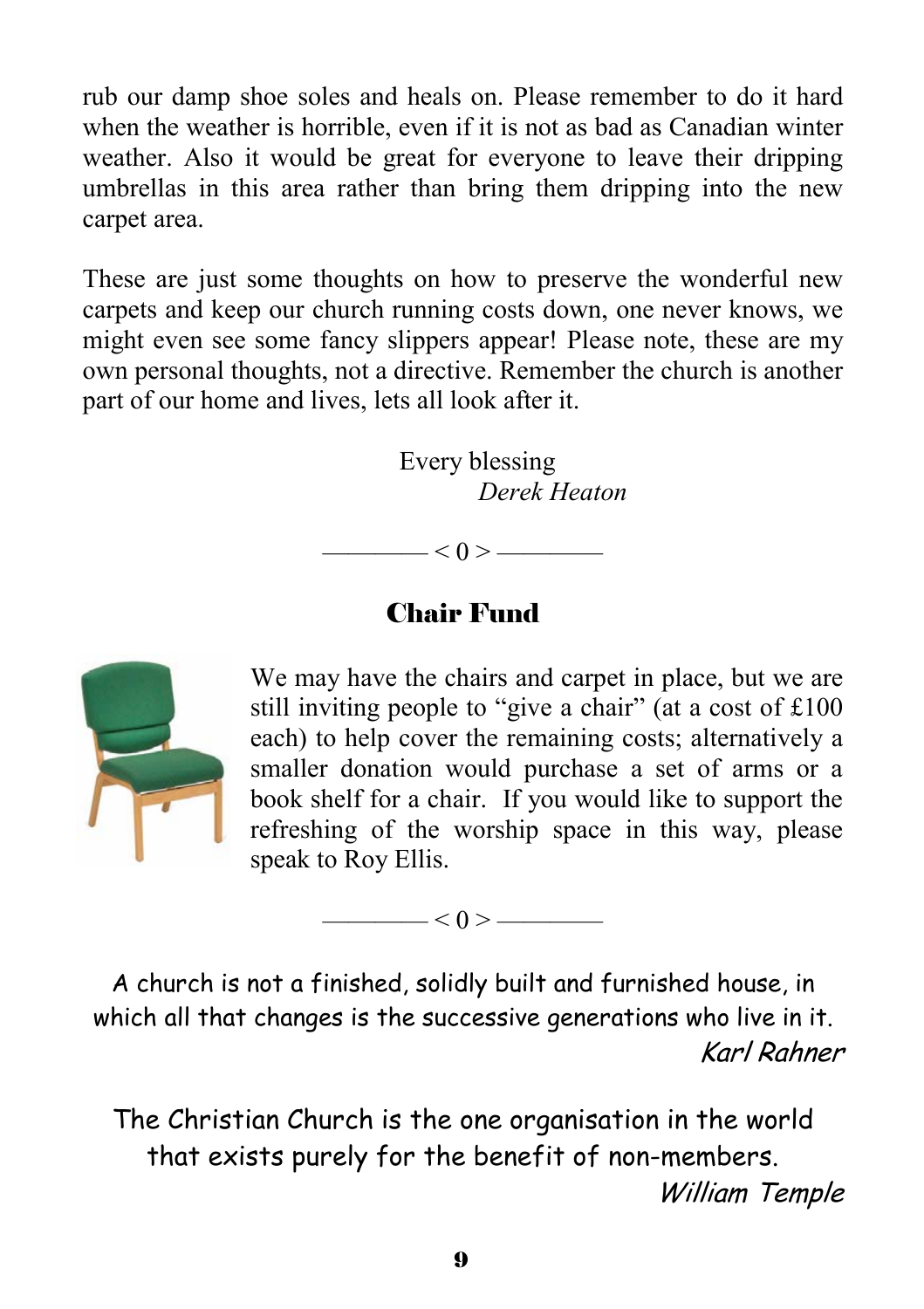rub our damp shoe soles and heals on. Please remember to do it hard when the weather is horrible, even if it is not as bad as Canadian winter weather. Also it would be great for everyone to leave their dripping umbrellas in this area rather than bring them dripping into the new carpet area.

These are just some thoughts on how to preserve the wonderful new carpets and keep our church running costs down, one never knows, we might even see some fancy slippers appear! Please note, these are my own personal thoughts, not a directive. Remember the church is another part of our home and lives, lets all look after it.

Every blessing
*Derek Heaton*

———— < 0 > ————

## Chair Fund

We may have the chairs and carpet in place, but we are still inviting people to "give a chair" (at a cost of £100 each) to help cover the remaining costs; alternatively a smaller donation would purchase a set of arms or a book shelf for a chair. If you would like to support the refreshing of the worship space in this way, please speak to Roy Ellis.

———— < 0 > ————

A church is not a finished, solidly built and furnished house, in which all that changes is the successive generations who live in it.
*Karl Rahner*

The Christian Church is the one organisation in the world that exists purely for the benefit of non-members.
*William Temple*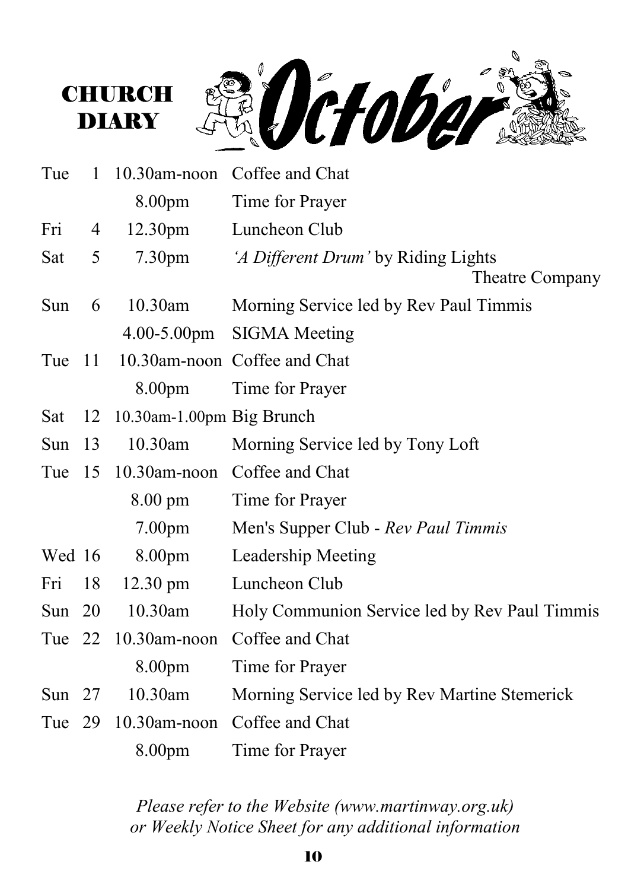# CHURCH DIARY October

| | | | |
|---|---|---|---|
| Tue | 1 | 10.30am-noon | Coffee and Chat |
| | | 8.00pm | Time for Prayer |
| Fri | 4 | 12.30pm | Luncheon Club |
| Sat | 5 | 7.30pm | *'A Different Drum'* by Riding Lights Theatre Company |
| Sun | 6 | 10.30am | Morning Service led by Rev Paul Timmis |
| | | 4.00-5.00pm | SIGMA Meeting |
| Tue | 11 | 10.30am-noon | Coffee and Chat |
| | | 8.00pm | Time for Prayer |
| Sat | 12 | 10.30am-1.00pm | Big Brunch |
| Sun | 13 | 10.30am | Morning Service led by Tony Loft |
| Tue | 15 | 10.30am-noon | Coffee and Chat |
| | | 8.00 pm | Time for Prayer |
| | | 7.00pm | Men's Supper Club - *Rev Paul Timmis* |
| Wed | 16 | 8.00pm | Leadership Meeting |
| Fri | 18 | 12.30 pm | Luncheon Club |
| Sun | 20 | 10.30am | Holy Communion Service led by Rev Paul Timmis |
| Tue | 22 | 10.30am-noon | Coffee and Chat |
| | | 8.00pm | Time for Prayer |
| Sun | 27 | 10.30am | Morning Service led by Rev Martine Stemerick |
| Tue | 29 | 10.30am-noon | Coffee and Chat |
| | | 8.00pm | Time for Prayer |

*Please refer to the Website (www.martinway.org.uk) or Weekly Notice Sheet for any additional information*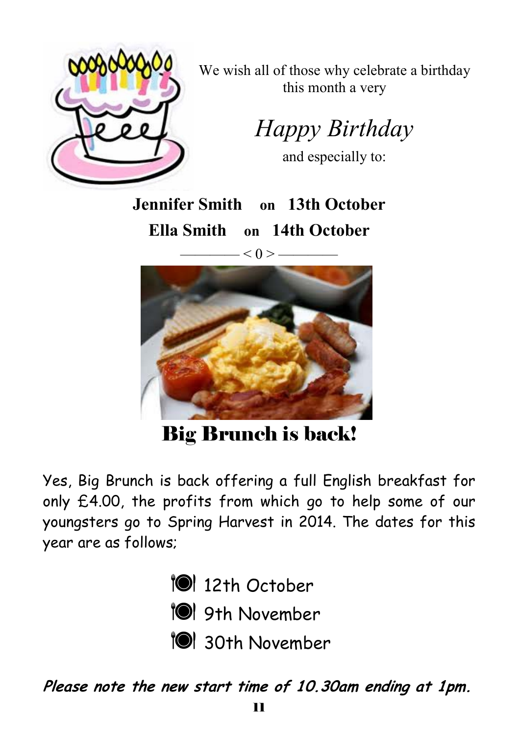We wish all of those why celebrate a birthday this month a very

*Happy Birthday*

and especially to:

**Jennifer Smith on 13th October**

**Ella Smith on 14th October**

———— < 0 > ————

# Big Brunch is back!

Yes, Big Brunch is back offering a full English breakfast for only £4.00, the profits from which go to help some of our youngsters go to Spring Harvest in 2014. The dates for this year are as follows;

- 12th October
- 9th November
- 30th November

***Please note the new start time of 10.30am ending at 1pm.***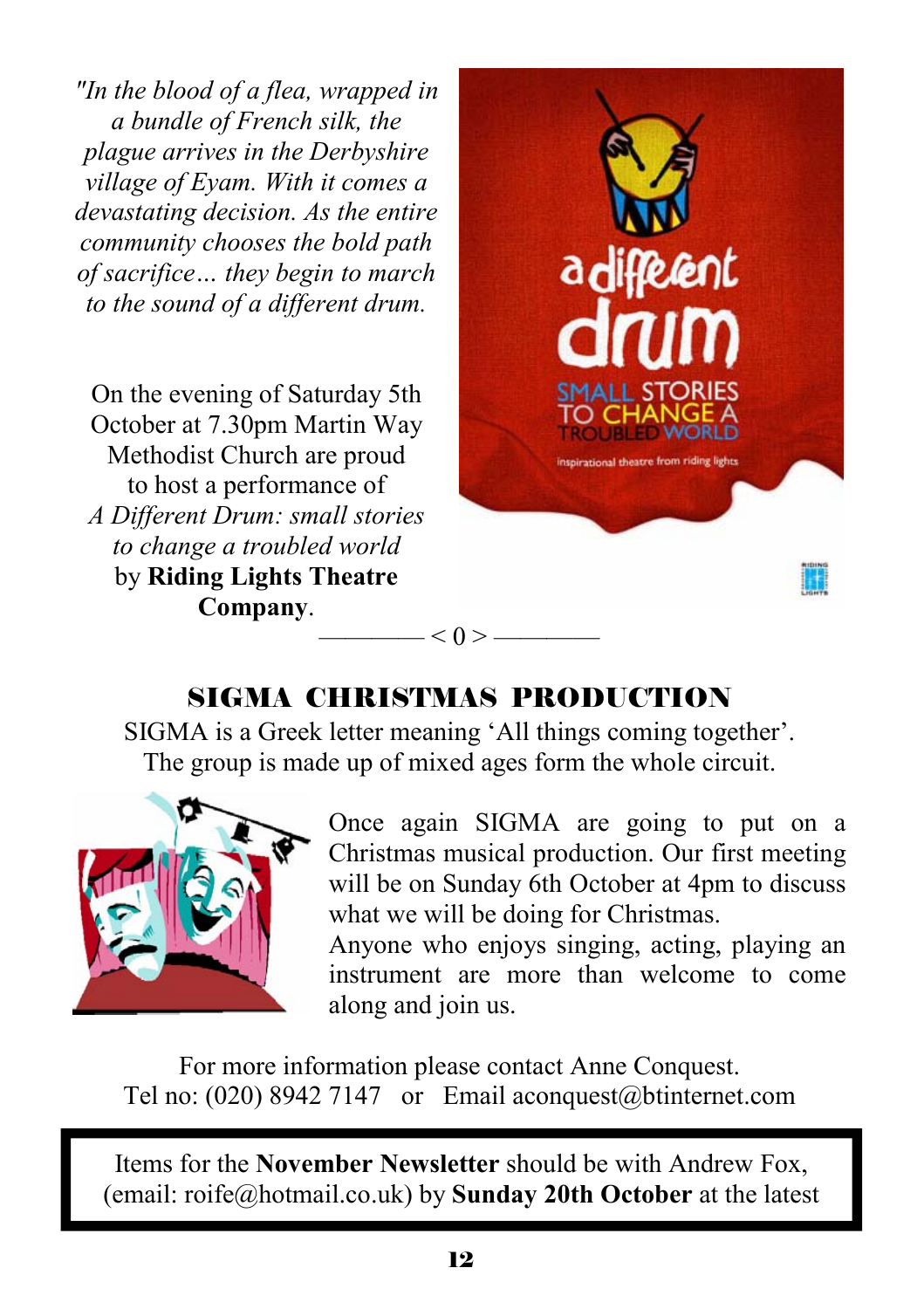*"In the blood of a flea, wrapped in a bundle of French silk, the plague arrives in the Derbyshire village of Eyam. With it comes a devastating decision. As the entire community chooses the bold path of sacrifice… they begin to march to the sound of a different drum.*

On the evening of Saturday 5th October at 7.30pm Martin Way Methodist Church are proud to host a performance of *A Different Drum: small stories to change a troubled world* by **Riding Lights Theatre Company**.

———— < 0 > ————

## SIGMA CHRISTMAS PRODUCTION

SIGMA is a Greek letter meaning 'All things coming together'. The group is made up of mixed ages form the whole circuit.

Once again SIGMA are going to put on a Christmas musical production. Our first meeting will be on Sunday 6th October at 4pm to discuss what we will be doing for Christmas.

Anyone who enjoys singing, acting, playing an instrument are more than welcome to come along and join us.

For more information please contact Anne Conquest.
Tel no: (020) 8942 7147 or Email aconquest@btinternet.com

Items for the **November Newsletter** should be with Andrew Fox, (email: roife@hotmail.co.uk) by **Sunday 20th October** at the latest